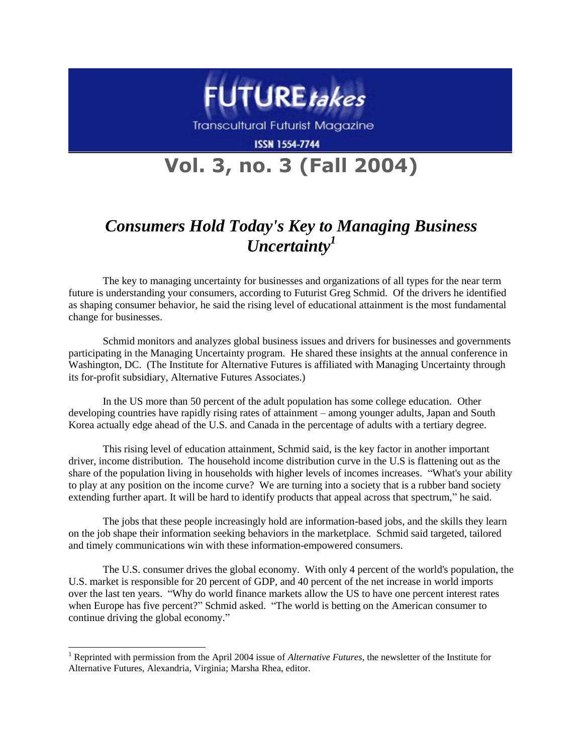# FUTURE*takes*

Transcultural Futurist Magazine

ISSN 1554-7744

## Vol. 3, no. 3 (Fall 2004)

## *Consumers Hold Today's Key to Managing Business Uncertainty*[1]

The key to managing uncertainty for businesses and organizations of all types for the near term future is understanding your consumers, according to Futurist Greg Schmid. Of the drivers he identified as shaping consumer behavior, he said the rising level of educational attainment is the most fundamental change for businesses.

Schmid monitors and analyzes global business issues and drivers for businesses and governments participating in the Managing Uncertainty program. He shared these insights at the annual conference in Washington, DC. (The Institute for Alternative Futures is affiliated with Managing Uncertainty through its for-profit subsidiary, Alternative Futures Associates.)

In the US more than 50 percent of the adult population has some college education. Other developing countries have rapidly rising rates of attainment – among younger adults, Japan and South Korea actually edge ahead of the U.S. and Canada in the percentage of adults with a tertiary degree.

This rising level of education attainment, Schmid said, is the key factor in another important driver, income distribution. The household income distribution curve in the U.S is flattening out as the share of the population living in households with higher levels of incomes increases. "What's your ability to play at any position on the income curve? We are turning into a society that is a rubber band society extending further apart. It will be hard to identify products that appeal across that spectrum," he said.

The jobs that these people increasingly hold are information-based jobs, and the skills they learn on the job shape their information seeking behaviors in the marketplace. Schmid said targeted, tailored and timely communications win with these information-empowered consumers.

The U.S. consumer drives the global economy. With only 4 percent of the world's population, the U.S. market is responsible for 20 percent of GDP, and 40 percent of the net increase in world imports over the last ten years. "Why do world finance markets allow the US to have one percent interest rates when Europe has five percent?" Schmid asked. "The world is betting on the American consumer to continue driving the global economy."

---

[1] Reprinted with permission from the April 2004 issue of *Alternative Futures*, the newsletter of the Institute for Alternative Futures, Alexandria, Virginia; Marsha Rhea, editor.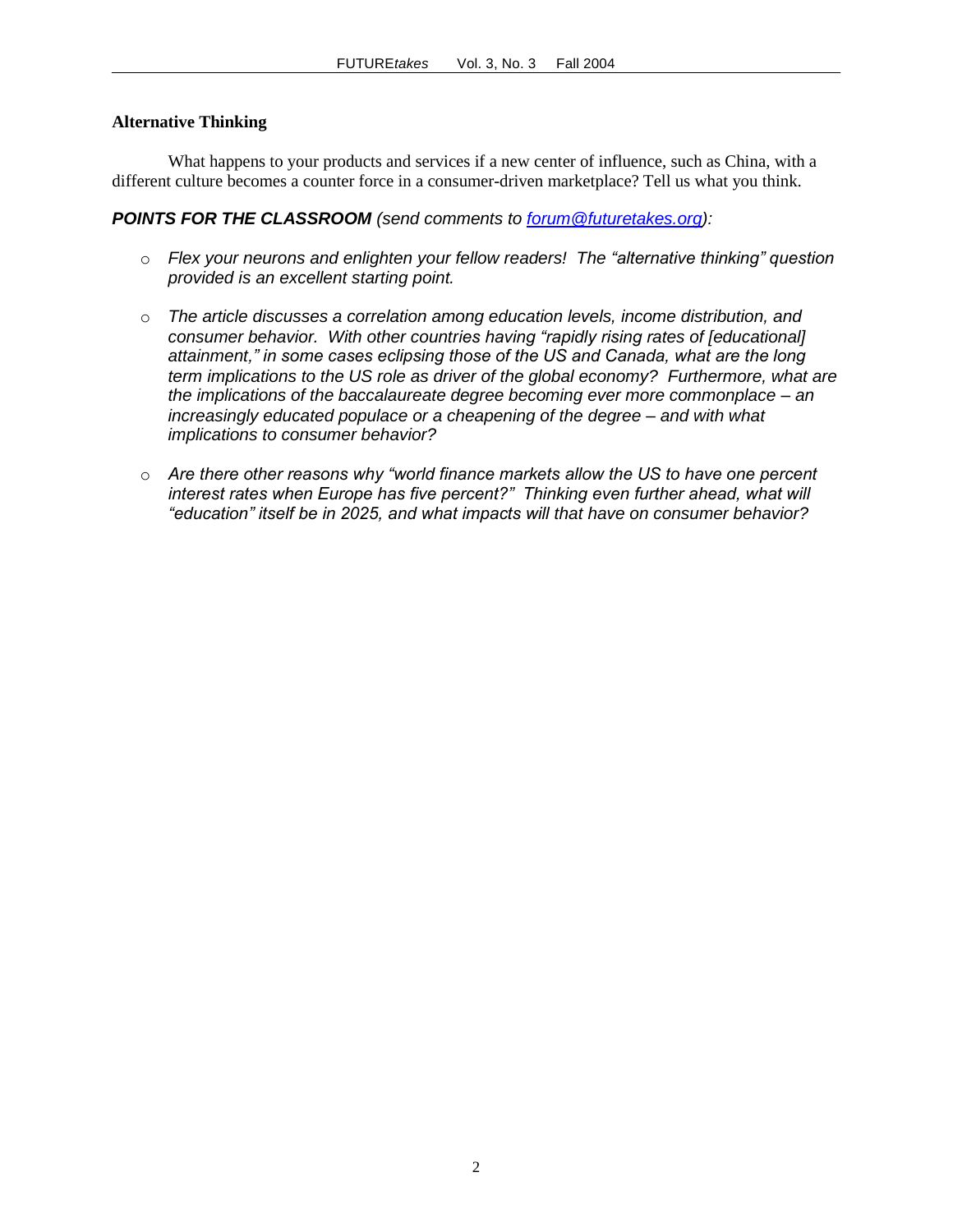**Alternative Thinking**

What happens to your products and services if a new center of influence, such as China, with a different culture becomes a counter force in a consumer-driven marketplace? Tell us what you think.

***POINTS FOR THE CLASSROOM*** *(send comments to [forum@futuretakes.org](mailto:forum@futuretakes.org)):*

- *Flex your neurons and enlighten your fellow readers! The "alternative thinking" question provided is an excellent starting point.*
- *The article discusses a correlation among education levels, income distribution, and consumer behavior. With other countries having "rapidly rising rates of [educational] attainment," in some cases eclipsing those of the US and Canada, what are the long term implications to the US role as driver of the global economy? Furthermore, what are the implications of the baccalaureate degree becoming ever more commonplace – an increasingly educated populace or a cheapening of the degree – and with what implications to consumer behavior?*
- *Are there other reasons why "world finance markets allow the US to have one percent interest rates when Europe has five percent?" Thinking even further ahead, what will "education" itself be in 2025, and what impacts will that have on consumer behavior?*